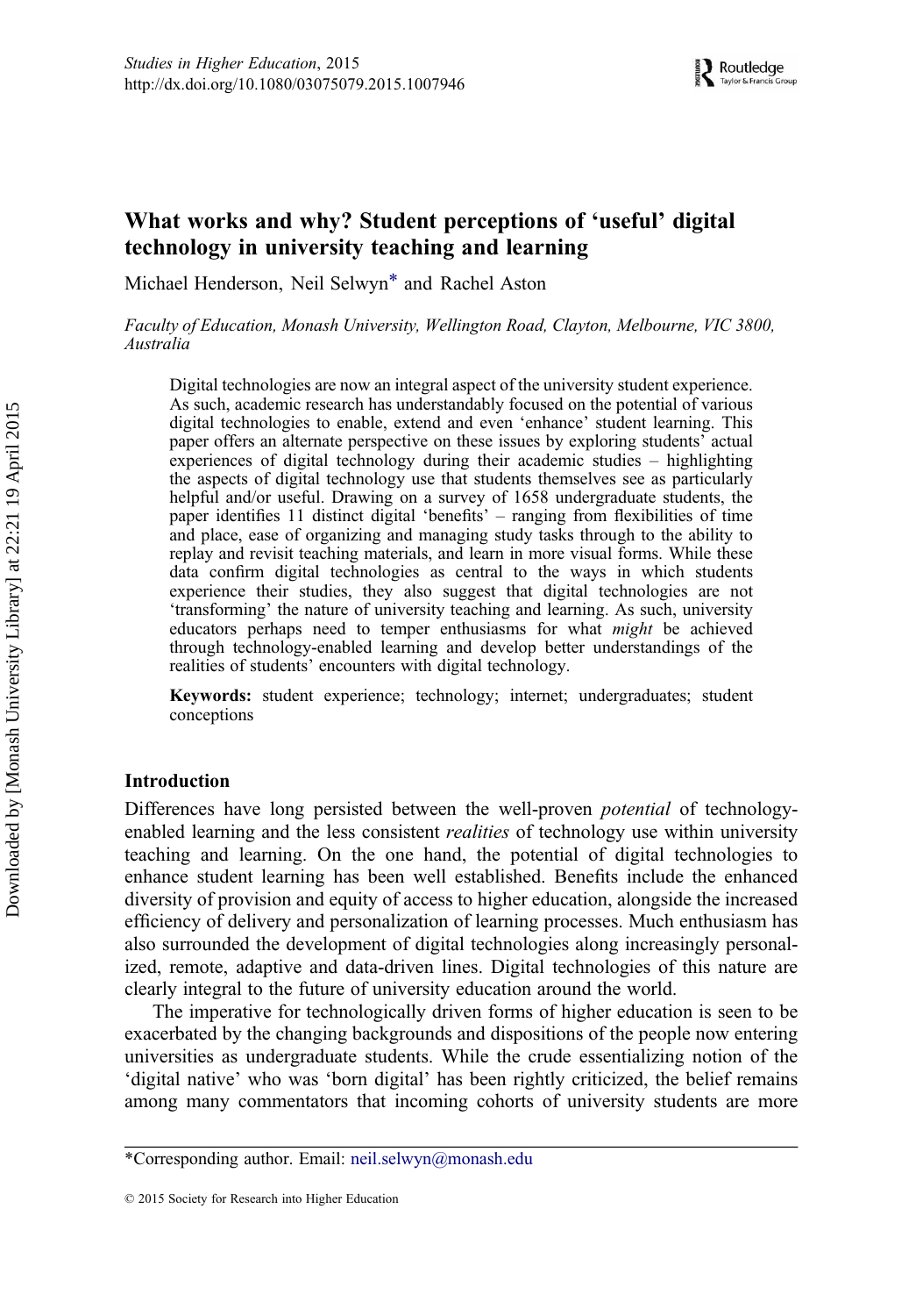# What works and why? Student perceptions of 'useful' digital technology in university teaching and learning

Michael Henderson, Neil Selwyn* and Rachel Aston

*Faculty of Education, Monash University, Wellington Road, Clayton, Melbourne, VIC 3800, Australia*

Digital technologies are now an integral aspect of the university student experience. As such, academic research has understandably focused on the potential of various digital technologies to enable, extend and even 'enhance' student learning. This paper offers an alternate perspective on these issues by exploring students' actual experiences of digital technology during their academic studies – highlighting the aspects of digital technology use that students themselves see as particularly helpful and/or useful. Drawing on a survey of 1658 undergraduate students, the paper identifies 11 distinct digital 'benefits' – ranging from flexibilities of time and place, ease of organizing and managing study tasks through to the ability to replay and revisit teaching materials, and learn in more visual forms. While these data confirm digital technologies as central to the ways in which students experience their studies, they also suggest that digital technologies are not 'transforming' the nature of university teaching and learning. As such, university educators perhaps need to temper enthusiasms for what *might* be achieved through technology-enabled learning and develop better understandings of the realities of students' encounters with digital technology.

**Keywords:** student experience; technology; internet; undergraduates; student conceptions

## Introduction

Differences have long persisted between the well-proven *potential* of technology-enabled learning and the less consistent *realities* of technology use within university teaching and learning. On the one hand, the potential of digital technologies to enhance student learning has been well established. Benefits include the enhanced diversity of provision and equity of access to higher education, alongside the increased efficiency of delivery and personalization of learning processes. Much enthusiasm has also surrounded the development of digital technologies along increasingly personalized, remote, adaptive and data-driven lines. Digital technologies of this nature are clearly integral to the future of university education around the world.

The imperative for technologically driven forms of higher education is seen to be exacerbated by the changing backgrounds and dispositions of the people now entering universities as undergraduate students. While the crude essentializing notion of the 'digital native' who was 'born digital' has been rightly criticized, the belief remains among many commentators that incoming cohorts of university students are more

*Corresponding author. Email: neil.selwyn@monash.edu

© 2015 Society for Research into Higher Education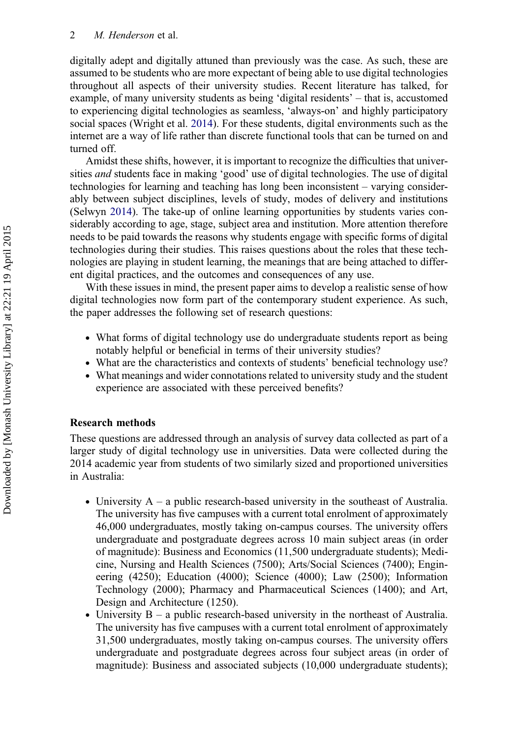digitally adept and digitally attuned than previously was the case. As such, these are assumed to be students who are more expectant of being able to use digital technologies throughout all aspects of their university studies. Recent literature has talked, for example, of many university students as being 'digital residents' – that is, accustomed to experiencing digital technologies as seamless, 'always-on' and highly participatory social spaces (Wright et al. 2014). For these students, digital environments such as the internet are a way of life rather than discrete functional tools that can be turned on and turned off.

Amidst these shifts, however, it is important to recognize the difficulties that universities *and* students face in making 'good' use of digital technologies. The use of digital technologies for learning and teaching has long been inconsistent – varying considerably between subject disciplines, levels of study, modes of delivery and institutions (Selwyn 2014). The take-up of online learning opportunities by students varies considerably according to age, stage, subject area and institution. More attention therefore needs to be paid towards the reasons why students engage with specific forms of digital technologies during their studies. This raises questions about the roles that these technologies are playing in student learning, the meanings that are being attached to different digital practices, and the outcomes and consequences of any use.

With these issues in mind, the present paper aims to develop a realistic sense of how digital technologies now form part of the contemporary student experience. As such, the paper addresses the following set of research questions:

- What forms of digital technology use do undergraduate students report as being notably helpful or beneficial in terms of their university studies?
- What are the characteristics and contexts of students' beneficial technology use?
- What meanings and wider connotations related to university study and the student experience are associated with these perceived benefits?

## Research methods

These questions are addressed through an analysis of survey data collected as part of a larger study of digital technology use in universities. Data were collected during the 2014 academic year from students of two similarly sized and proportioned universities in Australia:

- University A – a public research-based university in the southeast of Australia. The university has five campuses with a current total enrolment of approximately 46,000 undergraduates, mostly taking on-campus courses. The university offers undergraduate and postgraduate degrees across 10 main subject areas (in order of magnitude): Business and Economics (11,500 undergraduate students); Medicine, Nursing and Health Sciences (7500); Arts/Social Sciences (7400); Engineering (4250); Education (4000); Science (4000); Law (2500); Information Technology (2000); Pharmacy and Pharmaceutical Sciences (1400); and Art, Design and Architecture (1250).
- University B – a public research-based university in the northeast of Australia. The university has five campuses with a current total enrolment of approximately 31,500 undergraduates, mostly taking on-campus courses. The university offers undergraduate and postgraduate degrees across four subject areas (in order of magnitude): Business and associated subjects (10,000 undergraduate students);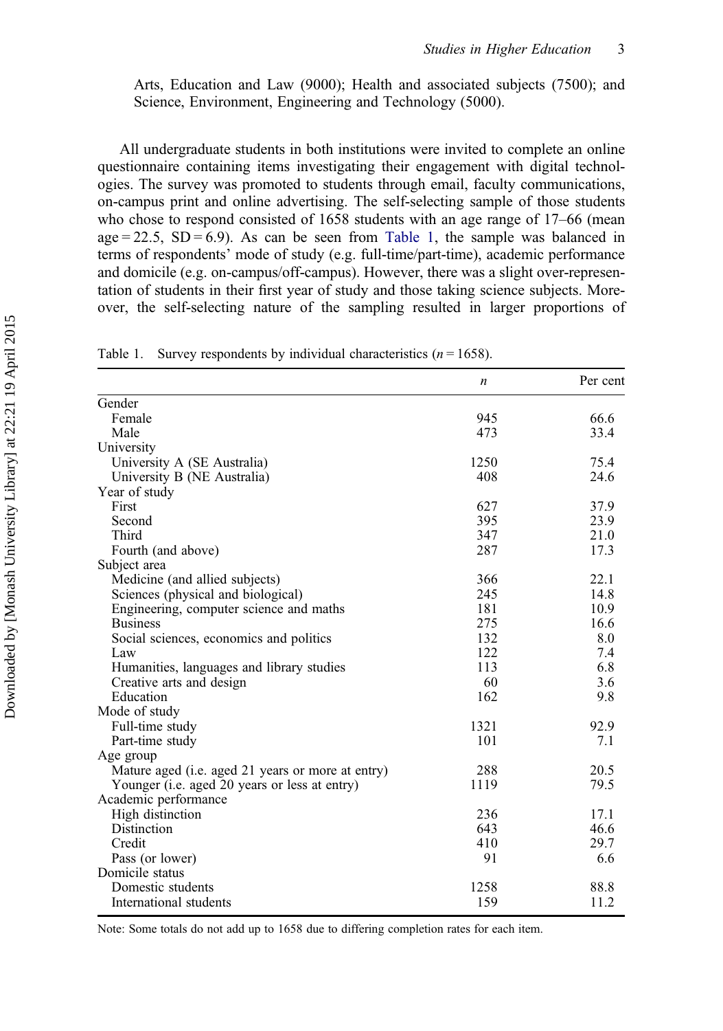Arts, Education and Law (9000); Health and associated subjects (7500); and Science, Environment, Engineering and Technology (5000).

All undergraduate students in both institutions were invited to complete an online questionnaire containing items investigating their engagement with digital technologies. The survey was promoted to students through email, faculty communications, on-campus print and online advertising. The self-selecting sample of those students who chose to respond consisted of 1658 students with an age range of 17–66 (mean age = 22.5, SD = 6.9). As can be seen from Table 1, the sample was balanced in terms of respondents' mode of study (e.g. full-time/part-time), academic performance and domicile (e.g. on-campus/off-campus). However, there was a slight over-representation of students in their first year of study and those taking science subjects. Moreover, the self-selecting nature of the sampling resulted in larger proportions of

Table 1. Survey respondents by individual characteristics ($n = 1658$).

| | *n* | Per cent |
|---|---|---|
| Gender | | |
| Female | 945 | 66.6 |
| Male | 473 | 33.4 |
| University | | |
| University A (SE Australia) | 1250 | 75.4 |
| University B (NE Australia) | 408 | 24.6 |
| Year of study | | |
| First | 627 | 37.9 |
| Second | 395 | 23.9 |
| Third | 347 | 21.0 |
| Fourth (and above) | 287 | 17.3 |
| Subject area | | |
| Medicine (and allied subjects) | 366 | 22.1 |
| Sciences (physical and biological) | 245 | 14.8 |
| Engineering, computer science and maths | 181 | 10.9 |
| Business | 275 | 16.6 |
| Social sciences, economics and politics | 132 | 8.0 |
| Law | 122 | 7.4 |
| Humanities, languages and library studies | 113 | 6.8 |
| Creative arts and design | 60 | 3.6 |
| Education | 162 | 9.8 |
| Mode of study | | |
| Full-time study | 1321 | 92.9 |
| Part-time study | 101 | 7.1 |
| Age group | | |
| Mature aged (i.e. aged 21 years or more at entry) | 288 | 20.5 |
| Younger (i.e. aged 20 years or less at entry) | 1119 | 79.5 |
| Academic performance | | |
| High distinction | 236 | 17.1 |
| Distinction | 643 | 46.6 |
| Credit | 410 | 29.7 |
| Pass (or lower) | 91 | 6.6 |
| Domicile status | | |
| Domestic students | 1258 | 88.8 |
| International students | 159 | 11.2 |

Note: Some totals do not add up to 1658 due to differing completion rates for each item.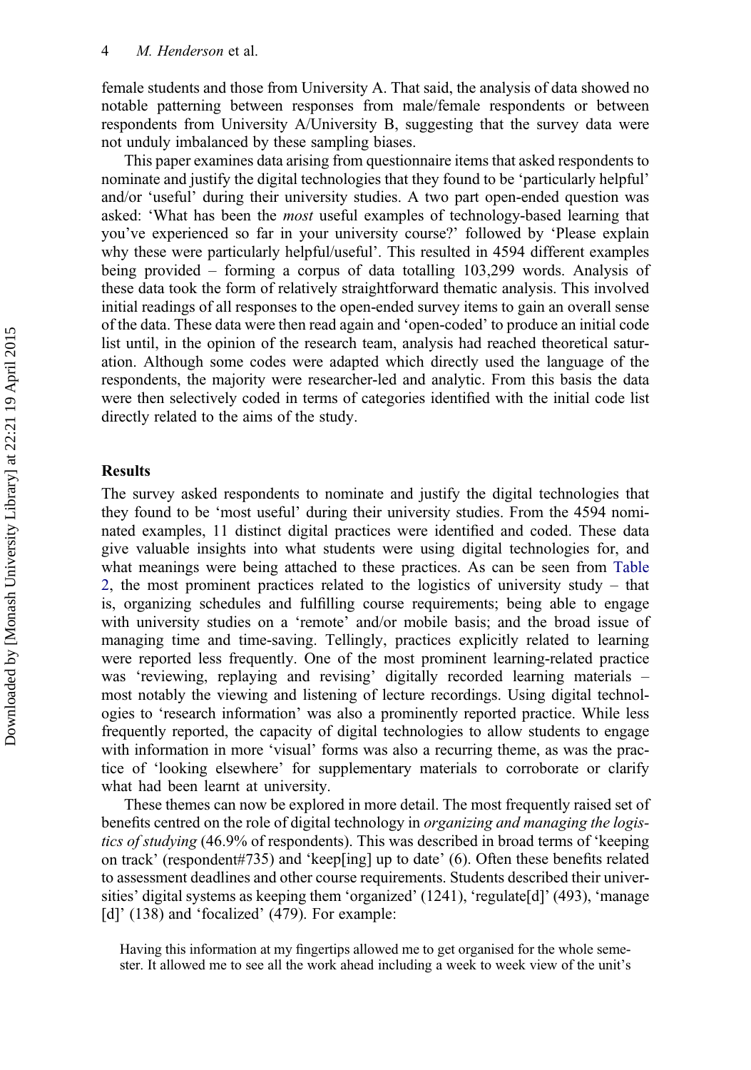female students and those from University A. That said, the analysis of data showed no notable patterning between responses from male/female respondents or between respondents from University A/University B, suggesting that the survey data were not unduly imbalanced by these sampling biases.

This paper examines data arising from questionnaire items that asked respondents to nominate and justify the digital technologies that they found to be 'particularly helpful' and/or 'useful' during their university studies. A two part open-ended question was asked: 'What has been the *most* useful examples of technology-based learning that you've experienced so far in your university course?' followed by 'Please explain why these were particularly helpful/useful'. This resulted in 4594 different examples being provided – forming a corpus of data totalling 103,299 words. Analysis of these data took the form of relatively straightforward thematic analysis. This involved initial readings of all responses to the open-ended survey items to gain an overall sense of the data. These data were then read again and 'open-coded' to produce an initial code list until, in the opinion of the research team, analysis had reached theoretical saturation. Although some codes were adapted which directly used the language of the respondents, the majority were researcher-led and analytic. From this basis the data were then selectively coded in terms of categories identified with the initial code list directly related to the aims of the study.

## Results

The survey asked respondents to nominate and justify the digital technologies that they found to be 'most useful' during their university studies. From the 4594 nominated examples, 11 distinct digital practices were identified and coded. These data give valuable insights into what students were using digital technologies for, and what meanings were being attached to these practices. As can be seen from Table 2, the most prominent practices related to the logistics of university study – that is, organizing schedules and fulfilling course requirements; being able to engage with university studies on a 'remote' and/or mobile basis; and the broad issue of managing time and time-saving. Tellingly, practices explicitly related to learning were reported less frequently. One of the most prominent learning-related practice was 'reviewing, replaying and revising' digitally recorded learning materials – most notably the viewing and listening of lecture recordings. Using digital technologies to 'research information' was also a prominently reported practice. While less frequently reported, the capacity of digital technologies to allow students to engage with information in more 'visual' forms was also a recurring theme, as was the practice of 'looking elsewhere' for supplementary materials to corroborate or clarify what had been learnt at university.

These themes can now be explored in more detail. The most frequently raised set of benefits centred on the role of digital technology in *organizing and managing the logistics of studying* (46.9% of respondents). This was described in broad terms of 'keeping on track' (respondent#735) and 'keep[ing] up to date' (6). Often these benefits related to assessment deadlines and other course requirements. Students described their universities' digital systems as keeping them 'organized' (1241), 'regulate[d]' (493), 'manage [d]' (138) and 'focalized' (479). For example:

> Having this information at my fingertips allowed me to get organised for the whole semester. It allowed me to see all the work ahead including a week to week view of the unit's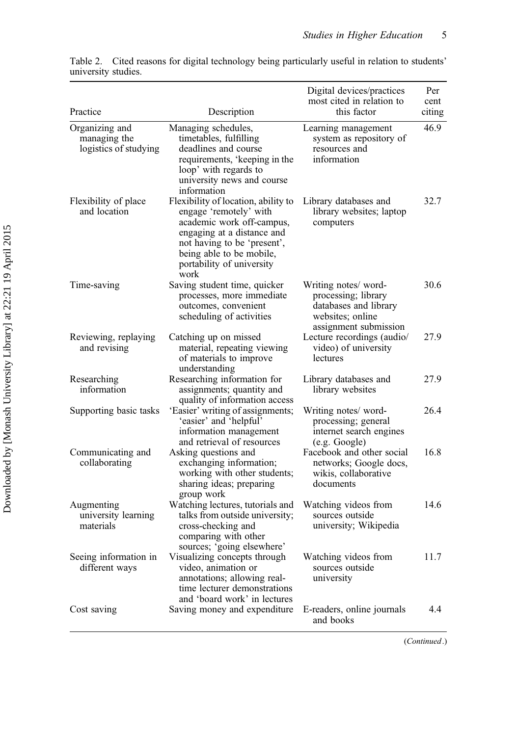Table 2. Cited reasons for digital technology being particularly useful in relation to students' university studies.

| Practice | Description | Digital devices/practices most cited in relation to this factor | Per cent citing |
|---|---|---|---|
| Organizing and managing the logistics of studying | Managing schedules, timetables, fulfilling deadlines and course requirements, 'keeping in the loop' with regards to university news and course information | Learning management system as repository of resources and information | 46.9 |
| Flexibility of place and location | Flexibility of location, ability to engage 'remotely' with academic work off-campus, engaging at a distance and not having to be 'present', being able to be mobile, portability of university work | Library databases and library websites; laptop computers | 32.7 |
| Time-saving | Saving student time, quicker processes, more immediate outcomes, convenient scheduling of activities | Writing notes/ word-processing; library databases and library websites; online assignment submission | 30.6 |
| Reviewing, replaying and revising | Catching up on missed material, repeating viewing of materials to improve understanding | Lecture recordings (audio/ video) of university lectures | 27.9 |
| Researching information | Researching information for assignments; quantity and quality of information access | Library databases and library websites | 27.9 |
| Supporting basic tasks | 'Easier' writing of assignments; 'easier' and 'helpful' information management and retrieval of resources | Writing notes/ word-processing; general internet search engines (e.g. Google) | 26.4 |
| Communicating and collaborating | Asking questions and exchanging information; working with other students; sharing ideas; preparing group work | Facebook and other social networks; Google docs, wikis, collaborative documents | 16.8 |
| Augmenting university learning materials | Watching lectures, tutorials and talks from outside university; cross-checking and comparing with other sources; 'going elsewhere' | Watching videos from sources outside university; Wikipedia | 14.6 |
| Seeing information in different ways | Visualizing concepts through video, animation or annotations; allowing real-time lecturer demonstrations and 'board work' in lectures | Watching videos from sources outside university | 11.7 |
| Cost saving | Saving money and expenditure | E-readers, online journals and books | 4.4 |

(*Continued*.)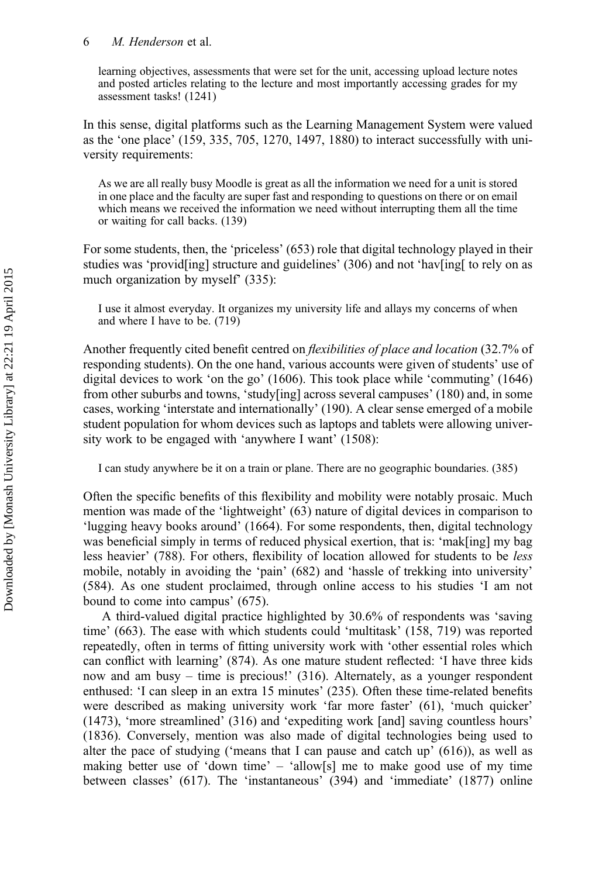> learning objectives, assessments that were set for the unit, accessing upload lecture notes and posted articles relating to the lecture and most importantly accessing grades for my assessment tasks! (1241)

In this sense, digital platforms such as the Learning Management System were valued as the 'one place' (159, 335, 705, 1270, 1497, 1880) to interact successfully with university requirements:

> As we are all really busy Moodle is great as all the information we need for a unit is stored in one place and the faculty are super fast and responding to questions on there or on email which means we received the information we need without interrupting them all the time or waiting for call backs. (139)

For some students, then, the 'priceless' (653) role that digital technology played in their studies was 'provid[ing] structure and guidelines' (306) and not 'hav[ing[ to rely on as much organization by myself' (335):

> I use it almost everyday. It organizes my university life and allays my concerns of when and where I have to be. (719)

Another frequently cited benefit centred on *flexibilities of place and location* (32.7% of responding students). On the one hand, various accounts were given of students' use of digital devices to work 'on the go' (1606). This took place while 'commuting' (1646) from other suburbs and towns, 'study[ing] across several campuses' (180) and, in some cases, working 'interstate and internationally' (190). A clear sense emerged of a mobile student population for whom devices such as laptops and tablets were allowing university work to be engaged with 'anywhere I want' (1508):

> I can study anywhere be it on a train or plane. There are no geographic boundaries. (385)

Often the specific benefits of this flexibility and mobility were notably prosaic. Much mention was made of the 'lightweight' (63) nature of digital devices in comparison to 'lugging heavy books around' (1664). For some respondents, then, digital technology was beneficial simply in terms of reduced physical exertion, that is: 'mak[ing] my bag less heavier' (788). For others, flexibility of location allowed for students to be *less* mobile, notably in avoiding the 'pain' (682) and 'hassle of trekking into university' (584). As one student proclaimed, through online access to his studies 'I am not bound to come into campus' (675).

A third-valued digital practice highlighted by 30.6% of respondents was 'saving time' (663). The ease with which students could 'multitask' (158, 719) was reported repeatedly, often in terms of fitting university work with 'other essential roles which can conflict with learning' (874). As one mature student reflected: 'I have three kids now and am busy – time is precious!' (316). Alternately, as a younger respondent enthused: 'I can sleep in an extra 15 minutes' (235). Often these time-related benefits were described as making university work 'far more faster' (61), 'much quicker' (1473), 'more streamlined' (316) and 'expediting work [and] saving countless hours' (1836). Conversely, mention was also made of digital technologies being used to alter the pace of studying ('means that I can pause and catch up' (616)), as well as making better use of 'down time' – 'allow[s] me to make good use of my time between classes' (617). The 'instantaneous' (394) and 'immediate' (1877) online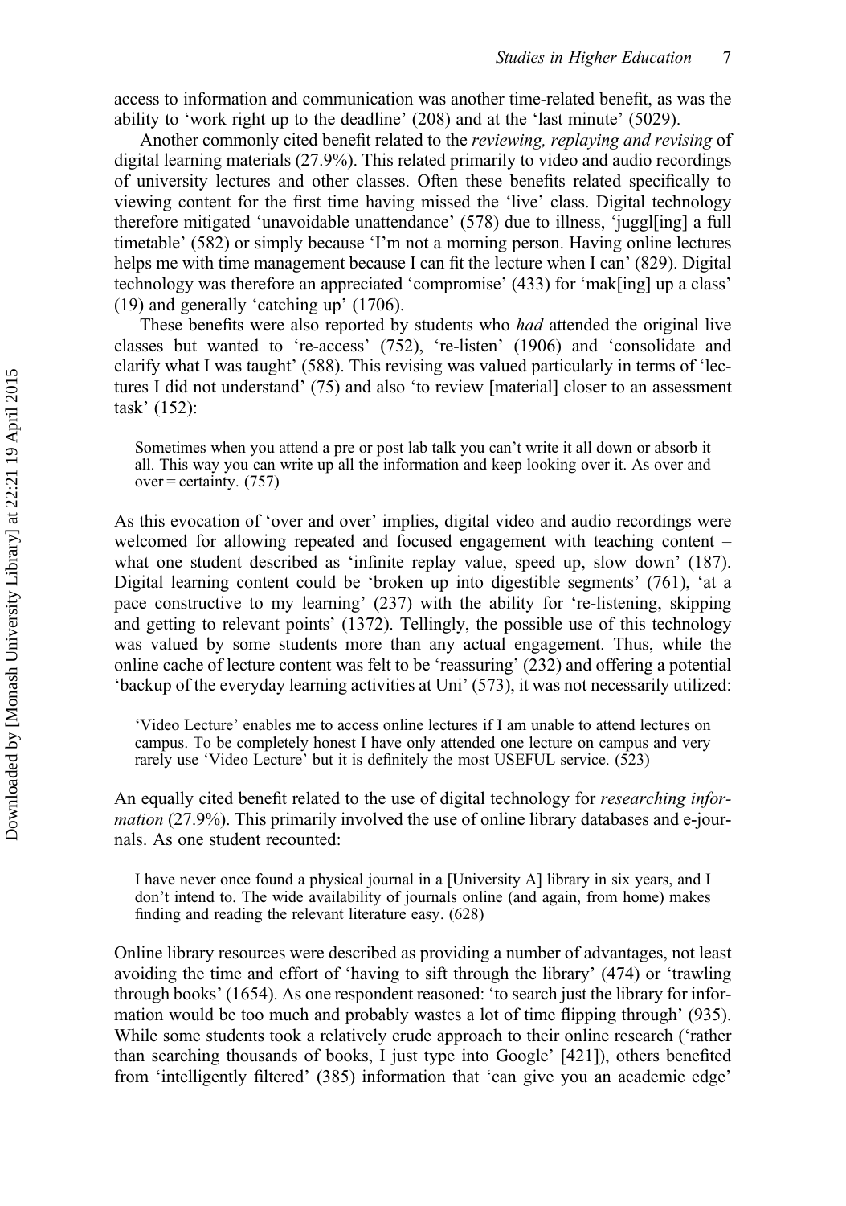access to information and communication was another time-related benefit, as was the ability to 'work right up to the deadline' (208) and at the 'last minute' (5029).

Another commonly cited benefit related to the *reviewing, replaying and revising* of digital learning materials (27.9%). This related primarily to video and audio recordings of university lectures and other classes. Often these benefits related specifically to viewing content for the first time having missed the 'live' class. Digital technology therefore mitigated 'unavoidable unattendance' (578) due to illness, 'juggl[ing] a full timetable' (582) or simply because 'I'm not a morning person. Having online lectures helps me with time management because I can fit the lecture when I can' (829). Digital technology was therefore an appreciated 'compromise' (433) for 'mak[ing] up a class' (19) and generally 'catching up' (1706).

These benefits were also reported by students who *had* attended the original live classes but wanted to 're-access' (752), 're-listen' (1906) and 'consolidate and clarify what I was taught' (588). This revising was valued particularly in terms of 'lectures I did not understand' (75) and also 'to review [material] closer to an assessment task' (152):

> Sometimes when you attend a pre or post lab talk you can't write it all down or absorb it all. This way you can write up all the information and keep looking over it. As over and over = certainty. (757)

As this evocation of 'over and over' implies, digital video and audio recordings were welcomed for allowing repeated and focused engagement with teaching content – what one student described as 'infinite replay value, speed up, slow down' (187). Digital learning content could be 'broken up into digestible segments' (761), 'at a pace constructive to my learning' (237) with the ability for 're-listening, skipping and getting to relevant points' (1372). Tellingly, the possible use of this technology was valued by some students more than any actual engagement. Thus, while the online cache of lecture content was felt to be 'reassuring' (232) and offering a potential 'backup of the everyday learning activities at Uni' (573), it was not necessarily utilized:

> 'Video Lecture' enables me to access online lectures if I am unable to attend lectures on campus. To be completely honest I have only attended one lecture on campus and very rarely use 'Video Lecture' but it is definitely the most USEFUL service. (523)

An equally cited benefit related to the use of digital technology for *researching information* (27.9%). This primarily involved the use of online library databases and e-journals. As one student recounted:

> I have never once found a physical journal in a [University A] library in six years, and I don't intend to. The wide availability of journals online (and again, from home) makes finding and reading the relevant literature easy. (628)

Online library resources were described as providing a number of advantages, not least avoiding the time and effort of 'having to sift through the library' (474) or 'trawling through books' (1654). As one respondent reasoned: 'to search just the library for information would be too much and probably wastes a lot of time flipping through' (935). While some students took a relatively crude approach to their online research ('rather than searching thousands of books, I just type into Google' [421]), others benefited from 'intelligently filtered' (385) information that 'can give you an academic edge'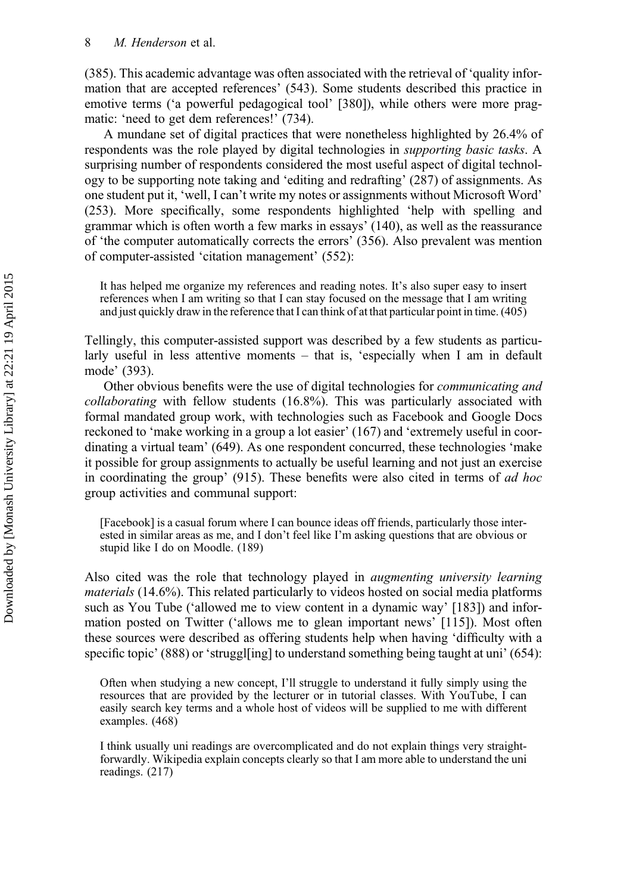(385). This academic advantage was often associated with the retrieval of 'quality information that are accepted references' (543). Some students described this practice in emotive terms ('a powerful pedagogical tool' [380]), while others were more pragmatic: 'need to get dem references!' (734).

A mundane set of digital practices that were nonetheless highlighted by 26.4% of respondents was the role played by digital technologies in *supporting basic tasks*. A surprising number of respondents considered the most useful aspect of digital technology to be supporting note taking and 'editing and redrafting' (287) of assignments. As one student put it, 'well, I can't write my notes or assignments without Microsoft Word' (253). More specifically, some respondents highlighted 'help with spelling and grammar which is often worth a few marks in essays' (140), as well as the reassurance of 'the computer automatically corrects the errors' (356). Also prevalent was mention of computer-assisted 'citation management' (552):

> It has helped me organize my references and reading notes. It's also super easy to insert references when I am writing so that I can stay focused on the message that I am writing and just quickly draw in the reference that I can think of at that particular point in time. (405)

Tellingly, this computer-assisted support was described by a few students as particularly useful in less attentive moments – that is, 'especially when I am in default mode' (393).

Other obvious benefits were the use of digital technologies for *communicating and collaborating* with fellow students (16.8%). This was particularly associated with formal mandated group work, with technologies such as Facebook and Google Docs reckoned to 'make working in a group a lot easier' (167) and 'extremely useful in coordinating a virtual team' (649). As one respondent concurred, these technologies 'make it possible for group assignments to actually be useful learning and not just an exercise in coordinating the group' (915). These benefits were also cited in terms of *ad hoc* group activities and communal support:

> [Facebook] is a casual forum where I can bounce ideas off friends, particularly those interested in similar areas as me, and I don't feel like I'm asking questions that are obvious or stupid like I do on Moodle. (189)

Also cited was the role that technology played in *augmenting university learning materials* (14.6%). This related particularly to videos hosted on social media platforms such as You Tube ('allowed me to view content in a dynamic way' [183]) and information posted on Twitter ('allows me to glean important news' [115]). Most often these sources were described as offering students help when having 'difficulty with a specific topic' (888) or 'struggl[ing] to understand something being taught at uni' (654):

> Often when studying a new concept, I'll struggle to understand it fully simply using the resources that are provided by the lecturer or in tutorial classes. With YouTube, I can easily search key terms and a whole host of videos will be supplied to me with different examples. (468)

> I think usually uni readings are overcomplicated and do not explain things very straightforwardly. Wikipedia explain concepts clearly so that I am more able to understand the uni readings. (217)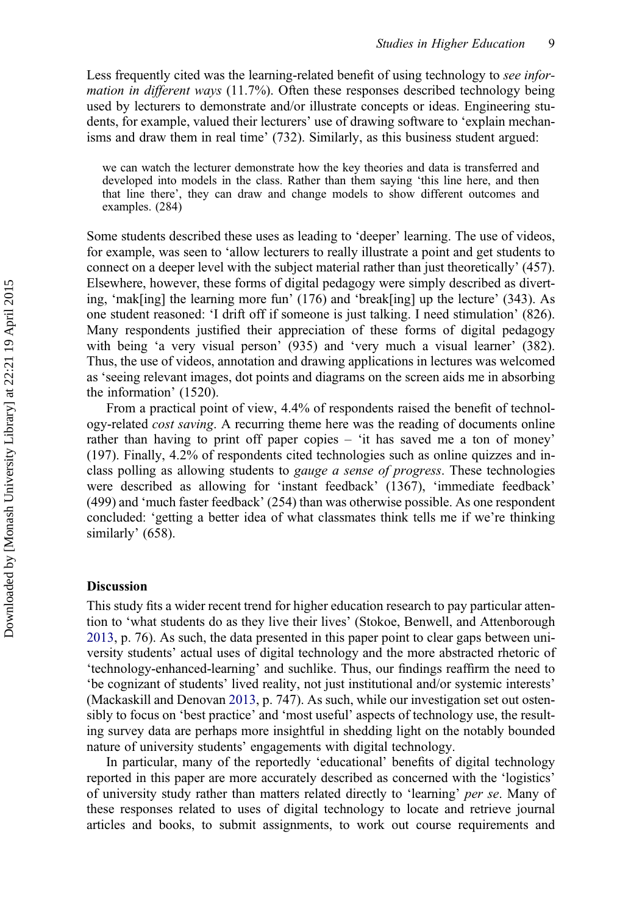Less frequently cited was the learning-related benefit of using technology to *see information in different ways* (11.7%). Often these responses described technology being used by lecturers to demonstrate and/or illustrate concepts or ideas. Engineering students, for example, valued their lecturers' use of drawing software to 'explain mechanisms and draw them in real time' (732). Similarly, as this business student argued:

> we can watch the lecturer demonstrate how the key theories and data is transferred and developed into models in the class. Rather than them saying 'this line here, and then that line there', they can draw and change models to show different outcomes and examples. (284)

Some students described these uses as leading to 'deeper' learning. The use of videos, for example, was seen to 'allow lecturers to really illustrate a point and get students to connect on a deeper level with the subject material rather than just theoretically' (457). Elsewhere, however, these forms of digital pedagogy were simply described as diverting, 'mak[ing] the learning more fun' (176) and 'break[ing] up the lecture' (343). As one student reasoned: 'I drift off if someone is just talking. I need stimulation' (826). Many respondents justified their appreciation of these forms of digital pedagogy with being 'a very visual person' (935) and 'very much a visual learner' (382). Thus, the use of videos, annotation and drawing applications in lectures was welcomed as 'seeing relevant images, dot points and diagrams on the screen aids me in absorbing the information' (1520).

From a practical point of view, 4.4% of respondents raised the benefit of technology-related *cost saving*. A recurring theme here was the reading of documents online rather than having to print off paper copies – 'it has saved me a ton of money' (197). Finally, 4.2% of respondents cited technologies such as online quizzes and in-class polling as allowing students to *gauge a sense of progress*. These technologies were described as allowing for 'instant feedback' (1367), 'immediate feedback' (499) and 'much faster feedback' (254) than was otherwise possible. As one respondent concluded: 'getting a better idea of what classmates think tells me if we're thinking similarly' (658).

## Discussion

This study fits a wider recent trend for higher education research to pay particular attention to 'what students do as they live their lives' (Stokoe, Benwell, and Attenborough 2013, p. 76). As such, the data presented in this paper point to clear gaps between university students' actual uses of digital technology and the more abstracted rhetoric of 'technology-enhanced-learning' and suchlike. Thus, our findings reaffirm the need to 'be cognizant of students' lived reality, not just institutional and/or systemic interests' (Mackaskill and Denovan 2013, p. 747). As such, while our investigation set out ostensibly to focus on 'best practice' and 'most useful' aspects of technology use, the resulting survey data are perhaps more insightful in shedding light on the notably bounded nature of university students' engagements with digital technology.

In particular, many of the reportedly 'educational' benefits of digital technology reported in this paper are more accurately described as concerned with the 'logistics' of university study rather than matters related directly to 'learning' *per se*. Many of these responses related to uses of digital technology to locate and retrieve journal articles and books, to submit assignments, to work out course requirements and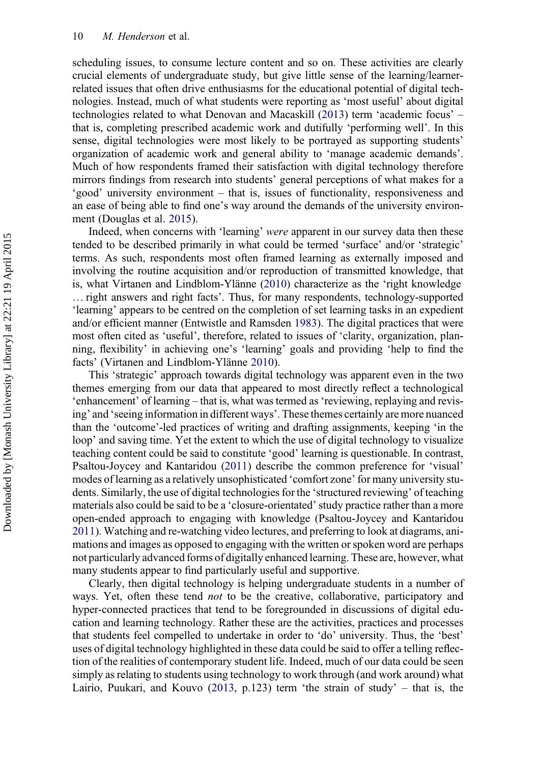scheduling issues, to consume lecture content and so on. These activities are clearly crucial elements of undergraduate study, but give little sense of the learning/learner-related issues that often drive enthusiasms for the educational potential of digital technologies. Instead, much of what students were reporting as 'most useful' about digital technologies related to what Denovan and Macaskill (2013) term 'academic focus' – that is, completing prescribed academic work and dutifully 'performing well'. In this sense, digital technologies were most likely to be portrayed as supporting students' organization of academic work and general ability to 'manage academic demands'. Much of how respondents framed their satisfaction with digital technology therefore mirrors findings from research into students' general perceptions of what makes for a 'good' university environment – that is, issues of functionality, responsiveness and an ease of being able to find one's way around the demands of the university environment (Douglas et al. 2015).

Indeed, when concerns with 'learning' *were* apparent in our survey data then these tended to be described primarily in what could be termed 'surface' and/or 'strategic' terms. As such, respondents most often framed learning as externally imposed and involving the routine acquisition and/or reproduction of transmitted knowledge, that is, what Virtanen and Lindblom-Ylänne (2010) characterize as the 'right knowledge … right answers and right facts'. Thus, for many respondents, technology-supported 'learning' appears to be centred on the completion of set learning tasks in an expedient and/or efficient manner (Entwistle and Ramsden 1983). The digital practices that were most often cited as 'useful', therefore, related to issues of 'clarity, organization, planning, flexibility' in achieving one's 'learning' goals and providing 'help to find the facts' (Virtanen and Lindblom-Ylänne 2010).

This 'strategic' approach towards digital technology was apparent even in the two themes emerging from our data that appeared to most directly reflect a technological 'enhancement' of learning – that is, what was termed as 'reviewing, replaying and revising' and 'seeing information in different ways'. These themes certainly are more nuanced than the 'outcome'-led practices of writing and drafting assignments, keeping 'in the loop' and saving time. Yet the extent to which the use of digital technology to visualize teaching content could be said to constitute 'good' learning is questionable. In contrast, Psaltou-Joycey and Kantaridou (2011) describe the common preference for 'visual' modes of learning as a relatively unsophisticated 'comfort zone' for many university students. Similarly, the use of digital technologies for the 'structured reviewing' of teaching materials also could be said to be a 'closure-orientated' study practice rather than a more open-ended approach to engaging with knowledge (Psaltou-Joycey and Kantaridou 2011). Watching and re-watching video lectures, and preferring to look at diagrams, animations and images as opposed to engaging with the written or spoken word are perhaps not particularly advanced forms of digitally enhanced learning. These are, however, what many students appear to find particularly useful and supportive.

Clearly, then digital technology is helping undergraduate students in a number of ways. Yet, often these tend *not* to be the creative, collaborative, participatory and hyper-connected practices that tend to be foregrounded in discussions of digital education and learning technology. Rather these are the activities, practices and processes that students feel compelled to undertake in order to 'do' university. Thus, the 'best' uses of digital technology highlighted in these data could be said to offer a telling reflection of the realities of contemporary student life. Indeed, much of our data could be seen simply as relating to students using technology to work through (and work around) what Lairio, Puukari, and Kouvo (2013, p.123) term 'the strain of study' – that is, the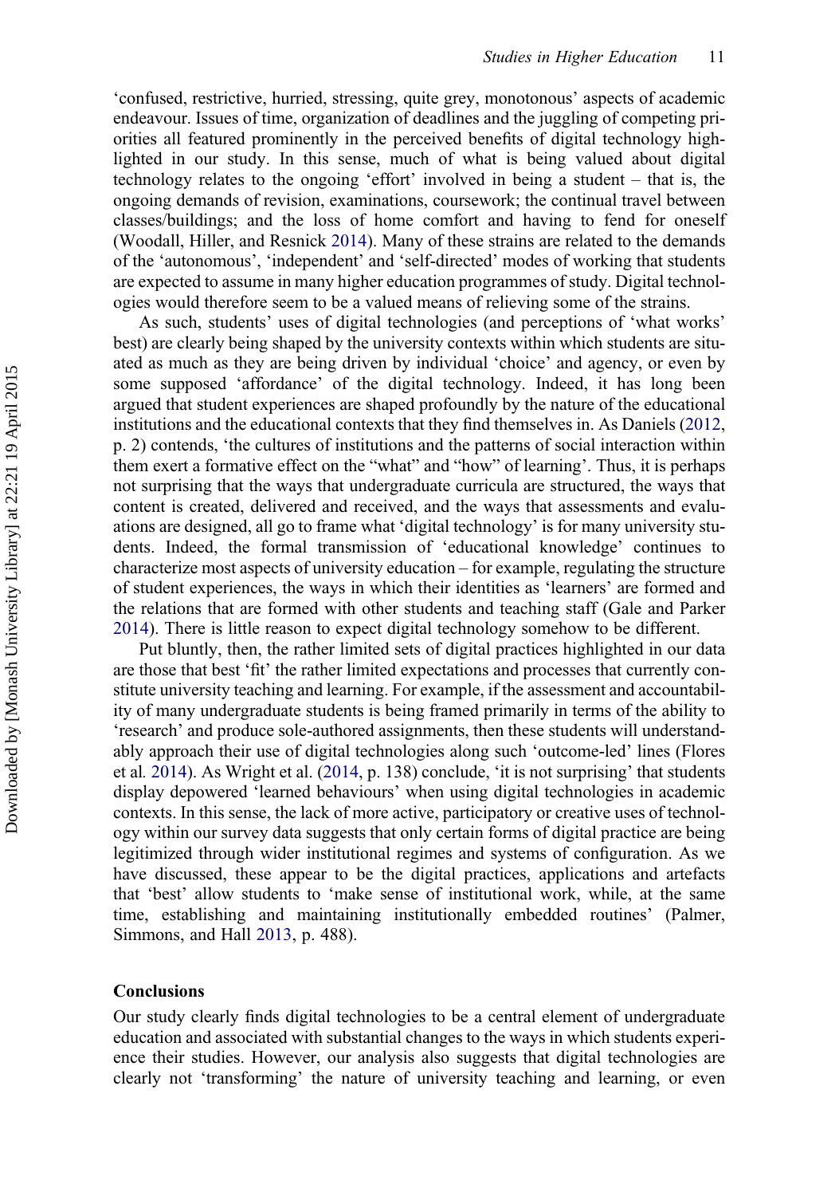'confused, restrictive, hurried, stressing, quite grey, monotonous' aspects of academic endeavour. Issues of time, organization of deadlines and the juggling of competing priorities all featured prominently in the perceived benefits of digital technology highlighted in our study. In this sense, much of what is being valued about digital technology relates to the ongoing 'effort' involved in being a student – that is, the ongoing demands of revision, examinations, coursework; the continual travel between classes/buildings; and the loss of home comfort and having to fend for oneself (Woodall, Hiller, and Resnick 2014). Many of these strains are related to the demands of the 'autonomous', 'independent' and 'self-directed' modes of working that students are expected to assume in many higher education programmes of study. Digital technologies would therefore seem to be a valued means of relieving some of the strains.

As such, students' uses of digital technologies (and perceptions of 'what works' best) are clearly being shaped by the university contexts within which students are situated as much as they are being driven by individual 'choice' and agency, or even by some supposed 'affordance' of the digital technology. Indeed, it has long been argued that student experiences are shaped profoundly by the nature of the educational institutions and the educational contexts that they find themselves in. As Daniels (2012, p. 2) contends, 'the cultures of institutions and the patterns of social interaction within them exert a formative effect on the "what" and "how" of learning'. Thus, it is perhaps not surprising that the ways that undergraduate curricula are structured, the ways that content is created, delivered and received, and the ways that assessments and evaluations are designed, all go to frame what 'digital technology' is for many university students. Indeed, the formal transmission of 'educational knowledge' continues to characterize most aspects of university education – for example, regulating the structure of student experiences, the ways in which their identities as 'learners' are formed and the relations that are formed with other students and teaching staff (Gale and Parker 2014). There is little reason to expect digital technology somehow to be different.

Put bluntly, then, the rather limited sets of digital practices highlighted in our data are those that best 'fit' the rather limited expectations and processes that currently constitute university teaching and learning. For example, if the assessment and accountability of many undergraduate students is being framed primarily in terms of the ability to 'research' and produce sole-authored assignments, then these students will understandably approach their use of digital technologies along such 'outcome-led' lines (Flores et al. 2014). As Wright et al. (2014, p. 138) conclude, 'it is not surprising' that students display depowered 'learned behaviours' when using digital technologies in academic contexts. In this sense, the lack of more active, participatory or creative uses of technology within our survey data suggests that only certain forms of digital practice are being legitimized through wider institutional regimes and systems of configuration. As we have discussed, these appear to be the digital practices, applications and artefacts that 'best' allow students to 'make sense of institutional work, while, at the same time, establishing and maintaining institutionally embedded routines' (Palmer, Simmons, and Hall 2013, p. 488).

## Conclusions

Our study clearly finds digital technologies to be a central element of undergraduate education and associated with substantial changes to the ways in which students experience their studies. However, our analysis also suggests that digital technologies are clearly not 'transforming' the nature of university teaching and learning, or even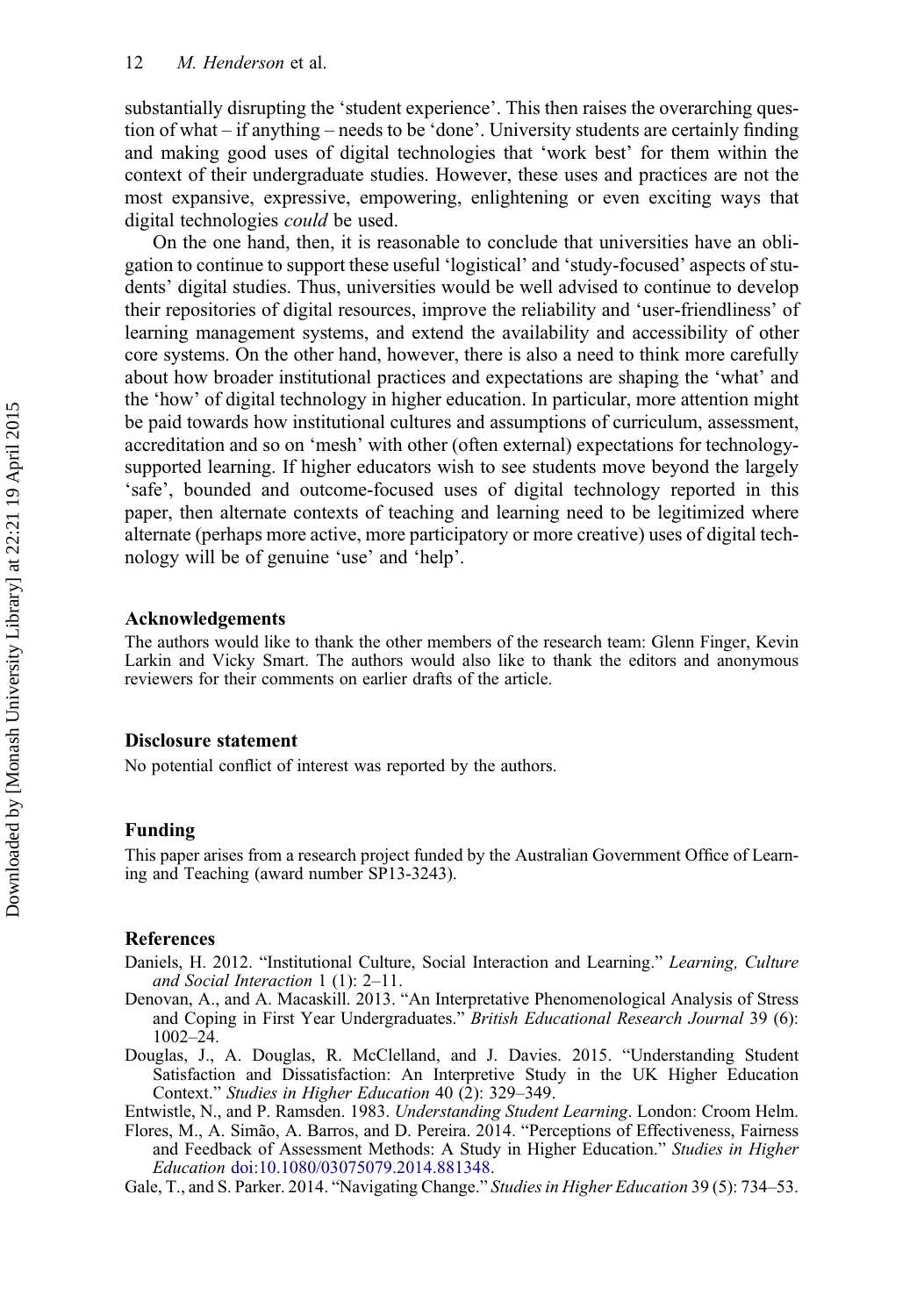substantially disrupting the 'student experience'. This then raises the overarching question of what – if anything – needs to be 'done'. University students are certainly finding and making good uses of digital technologies that 'work best' for them within the context of their undergraduate studies. However, these uses and practices are not the most expansive, expressive, empowering, enlightening or even exciting ways that digital technologies *could* be used.

On the one hand, then, it is reasonable to conclude that universities have an obligation to continue to support these useful 'logistical' and 'study-focused' aspects of students' digital studies. Thus, universities would be well advised to continue to develop their repositories of digital resources, improve the reliability and 'user-friendliness' of learning management systems, and extend the availability and accessibility of other core systems. On the other hand, however, there is also a need to think more carefully about how broader institutional practices and expectations are shaping the 'what' and the 'how' of digital technology in higher education. In particular, more attention might be paid towards how institutional cultures and assumptions of curriculum, assessment, accreditation and so on 'mesh' with other (often external) expectations for technology-supported learning. If higher educators wish to see students move beyond the largely 'safe', bounded and outcome-focused uses of digital technology reported in this paper, then alternate contexts of teaching and learning need to be legitimized where alternate (perhaps more active, more participatory or more creative) uses of digital technology will be of genuine 'use' and 'help'.

## Acknowledgements

The authors would like to thank the other members of the research team: Glenn Finger, Kevin Larkin and Vicky Smart. The authors would also like to thank the editors and anonymous reviewers for their comments on earlier drafts of the article.

## Disclosure statement

No potential conflict of interest was reported by the authors.

## Funding

This paper arises from a research project funded by the Australian Government Office of Learning and Teaching (award number SP13-3243).

## References

Daniels, H. 2012. "Institutional Culture, Social Interaction and Learning." *Learning, Culture and Social Interaction* 1 (1): 2–11.

Denovan, A., and A. Macaskill. 2013. "An Interpretative Phenomenological Analysis of Stress and Coping in First Year Undergraduates." *British Educational Research Journal* 39 (6): 1002–24.

Douglas, J., A. Douglas, R. McClelland, and J. Davies. 2015. "Understanding Student Satisfaction and Dissatisfaction: An Interpretive Study in the UK Higher Education Context." *Studies in Higher Education* 40 (2): 329–349.

Entwistle, N., and P. Ramsden. 1983. *Understanding Student Learning*. London: Croom Helm.

Flores, M., A. Simão, A. Barros, and D. Pereira. 2014. "Perceptions of Effectiveness, Fairness and Feedback of Assessment Methods: A Study in Higher Education." *Studies in Higher Education* doi:10.1080/03075079.2014.881348.

Gale, T., and S. Parker. 2014. "Navigating Change." *Studies in Higher Education* 39 (5): 734–53.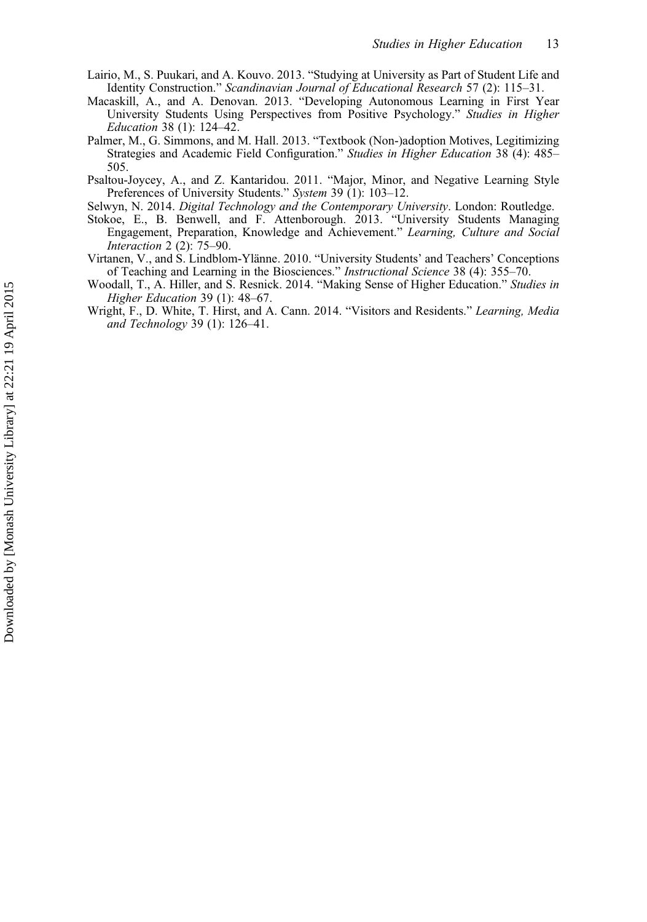Lairio, M., S. Puukari, and A. Kouvo. 2013. "Studying at University as Part of Student Life and Identity Construction." *Scandinavian Journal of Educational Research* 57 (2): 115–31.

Macaskill, A., and A. Denovan. 2013. "Developing Autonomous Learning in First Year University Students Using Perspectives from Positive Psychology." *Studies in Higher Education* 38 (1): 124–42.

Palmer, M., G. Simmons, and M. Hall. 2013. "Textbook (Non-)adoption Motives, Legitimizing Strategies and Academic Field Configuration." *Studies in Higher Education* 38 (4): 485–505.

Psaltou-Joycey, A., and Z. Kantaridou. 2011. "Major, Minor, and Negative Learning Style Preferences of University Students." *System* 39 (1): 103–12.

Selwyn, N. 2014. *Digital Technology and the Contemporary University*. London: Routledge.

Stokoe, E., B. Benwell, and F. Attenborough. 2013. "University Students Managing Engagement, Preparation, Knowledge and Achievement." *Learning, Culture and Social Interaction* 2 (2): 75–90.

Virtanen, V., and S. Lindblom-Ylänne. 2010. "University Students' and Teachers' Conceptions of Teaching and Learning in the Biosciences." *Instructional Science* 38 (4): 355–70.

Woodall, T., A. Hiller, and S. Resnick. 2014. "Making Sense of Higher Education." *Studies in Higher Education* 39 (1): 48–67.

Wright, F., D. White, T. Hirst, and A. Cann. 2014. "Visitors and Residents." *Learning, Media and Technology* 39 (1): 126–41.